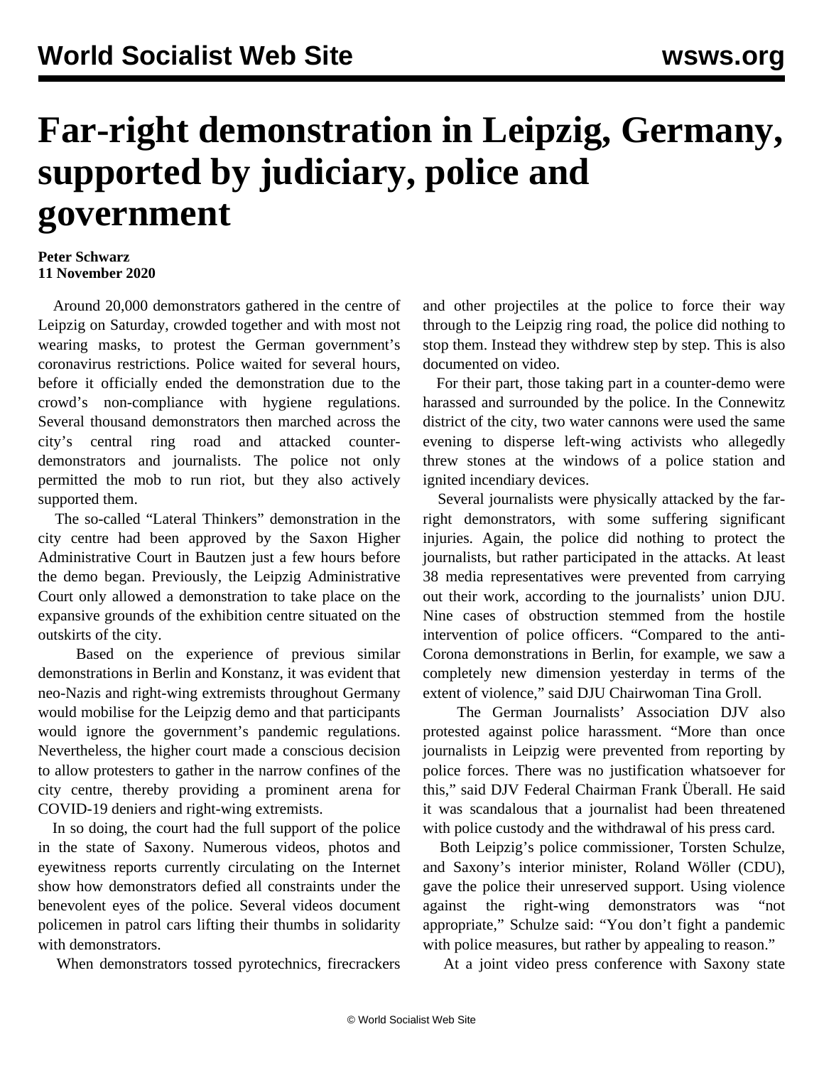# Far-right demonstration in Leipzig, Germany, supported by judiciary, police and government

**Peter Schwarz**
**11 November 2020**

Around 20,000 demonstrators gathered in the centre of Leipzig on Saturday, crowded together and with most not wearing masks, to protest the German government's coronavirus restrictions. Police waited for several hours, before it officially ended the demonstration due to the crowd's non-compliance with hygiene regulations. Several thousand demonstrators then marched across the city's central ring road and attacked counter-demonstrators and journalists. The police not only permitted the mob to run riot, but they also actively supported them.

The so-called "Lateral Thinkers" demonstration in the city centre had been approved by the Saxon Higher Administrative Court in Bautzen just a few hours before the demo began. Previously, the Leipzig Administrative Court only allowed a demonstration to take place on the expansive grounds of the exhibition centre situated on the outskirts of the city.

Based on the experience of previous similar demonstrations in Berlin and Konstanz, it was evident that neo-Nazis and right-wing extremists throughout Germany would mobilise for the Leipzig demo and that participants would ignore the government's pandemic regulations. Nevertheless, the higher court made a conscious decision to allow protesters to gather in the narrow confines of the city centre, thereby providing a prominent arena for COVID-19 deniers and right-wing extremists.

In so doing, the court had the full support of the police in the state of Saxony. Numerous videos, photos and eyewitness reports currently circulating on the Internet show how demonstrators defied all constraints under the benevolent eyes of the police. Several videos document policemen in patrol cars lifting their thumbs in solidarity with demonstrators.

When demonstrators tossed pyrotechnics, firecrackers and other projectiles at the police to force their way through to the Leipzig ring road, the police did nothing to stop them. Instead they withdrew step by step. This is also documented on video.

For their part, those taking part in a counter-demo were harassed and surrounded by the police. In the Connewitz district of the city, two water cannons were used the same evening to disperse left-wing activists who allegedly threw stones at the windows of a police station and ignited incendiary devices.

Several journalists were physically attacked by the far-right demonstrators, with some suffering significant injuries. Again, the police did nothing to protect the journalists, but rather participated in the attacks. At least 38 media representatives were prevented from carrying out their work, according to the journalists' union DJU. Nine cases of obstruction stemmed from the hostile intervention of police officers. "Compared to the anti-Corona demonstrations in Berlin, for example, we saw a completely new dimension yesterday in terms of the extent of violence," said DJU Chairwoman Tina Groll.

The German Journalists' Association DJV also protested against police harassment. "More than once journalists in Leipzig were prevented from reporting by police forces. There was no justification whatsoever for this," said DJV Federal Chairman Frank Überall. He said it was scandalous that a journalist had been threatened with police custody and the withdrawal of his press card.

Both Leipzig's police commissioner, Torsten Schulze, and Saxony's interior minister, Roland Wöller (CDU), gave the police their unreserved support. Using violence against the right-wing demonstrators was "not appropriate," Schulze said: "You don't fight a pandemic with police measures, but rather by appealing to reason."

At a joint video press conference with Saxony state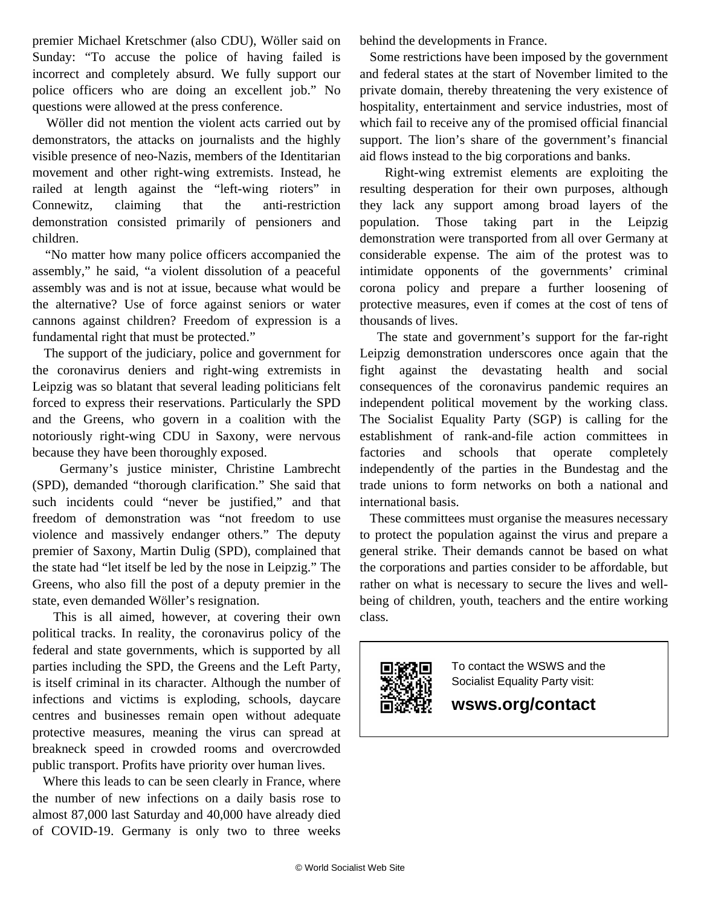premier Michael Kretschmer (also CDU), Wöller said on Sunday: "To accuse the police of having failed is incorrect and completely absurd. We fully support our police officers who are doing an excellent job." No questions were allowed at the press conference.

Wöller did not mention the violent acts carried out by demonstrators, the attacks on journalists and the highly visible presence of neo-Nazis, members of the Identitarian movement and other right-wing extremists. Instead, he railed at length against the "left-wing rioters" in Connewitz, claiming that the anti-restriction demonstration consisted primarily of pensioners and children.

"No matter how many police officers accompanied the assembly," he said, "a violent dissolution of a peaceful assembly was and is not at issue, because what would be the alternative? Use of force against seniors or water cannons against children? Freedom of expression is a fundamental right that must be protected."

The support of the judiciary, police and government for the coronavirus deniers and right-wing extremists in Leipzig was so blatant that several leading politicians felt forced to express their reservations. Particularly the SPD and the Greens, who govern in a coalition with the notoriously right-wing CDU in Saxony, were nervous because they have been thoroughly exposed.

Germany's justice minister, Christine Lambrecht (SPD), demanded "thorough clarification." She said that such incidents could "never be justified," and that freedom of demonstration was "not freedom to use violence and massively endanger others." The deputy premier of Saxony, Martin Dulig (SPD), complained that the state had "let itself be led by the nose in Leipzig." The Greens, who also fill the post of a deputy premier in the state, even demanded Wöller's resignation.

This is all aimed, however, at covering their own political tracks. In reality, the coronavirus policy of the federal and state governments, which is supported by all parties including the SPD, the Greens and the Left Party, is itself criminal in its character. Although the number of infections and victims is exploding, schools, daycare centres and businesses remain open without adequate protective measures, meaning the virus can spread at breakneck speed in crowded rooms and overcrowded public transport. Profits have priority over human lives.

Where this leads to can be seen clearly in France, where the number of new infections on a daily basis rose to almost 87,000 last Saturday and 40,000 have already died of COVID-19. Germany is only two to three weeks behind the developments in France.

Some restrictions have been imposed by the government and federal states at the start of November limited to the private domain, thereby threatening the very existence of hospitality, entertainment and service industries, most of which fail to receive any of the promised official financial support. The lion's share of the government's financial aid flows instead to the big corporations and banks.

Right-wing extremist elements are exploiting the resulting desperation for their own purposes, although they lack any support among broad layers of the population. Those taking part in the Leipzig demonstration were transported from all over Germany at considerable expense. The aim of the protest was to intimidate opponents of the governments' criminal corona policy and prepare a further loosening of protective measures, even if comes at the cost of tens of thousands of lives.

The state and government's support for the far-right Leipzig demonstration underscores once again that the fight against the devastating health and social consequences of the coronavirus pandemic requires an independent political movement by the working class. The Socialist Equality Party (SGP) is calling for the establishment of rank-and-file action committees in factories and schools that operate completely independently of the parties in the Bundestag and the trade unions to form networks on both a national and international basis.

These committees must organise the measures necessary to protect the population against the virus and prepare a general strike. Their demands cannot be based on what the corporations and parties consider to be affordable, but rather on what is necessary to secure the lives and well-being of children, youth, teachers and the entire working class.

To contact the WSWS and the Socialist Equality Party visit:

**wsws.org/contact**